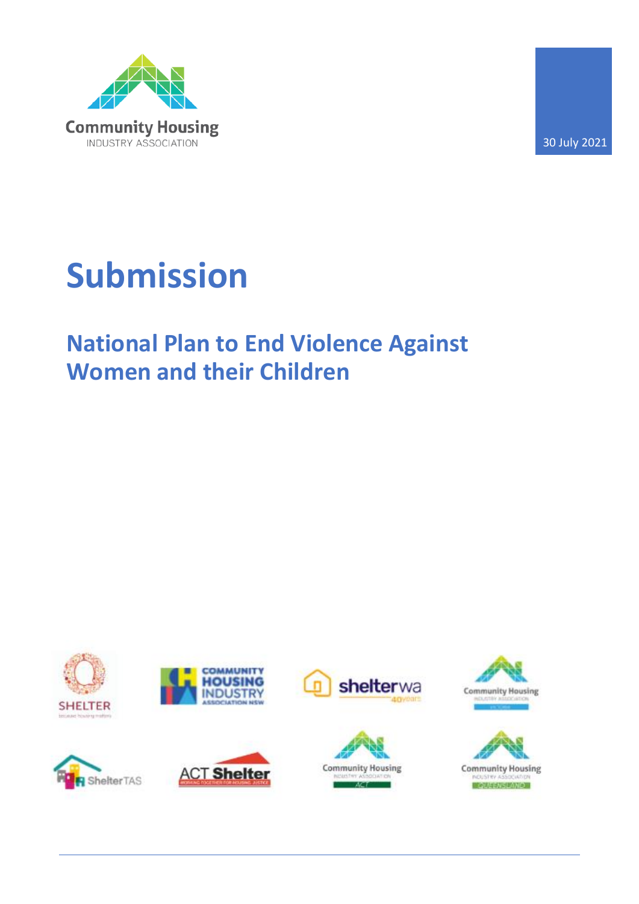Community Housing
INDUSTRY ASSOCIATION

30 July 2021

# Submission

## National Plan to End Violence Against Women and their Children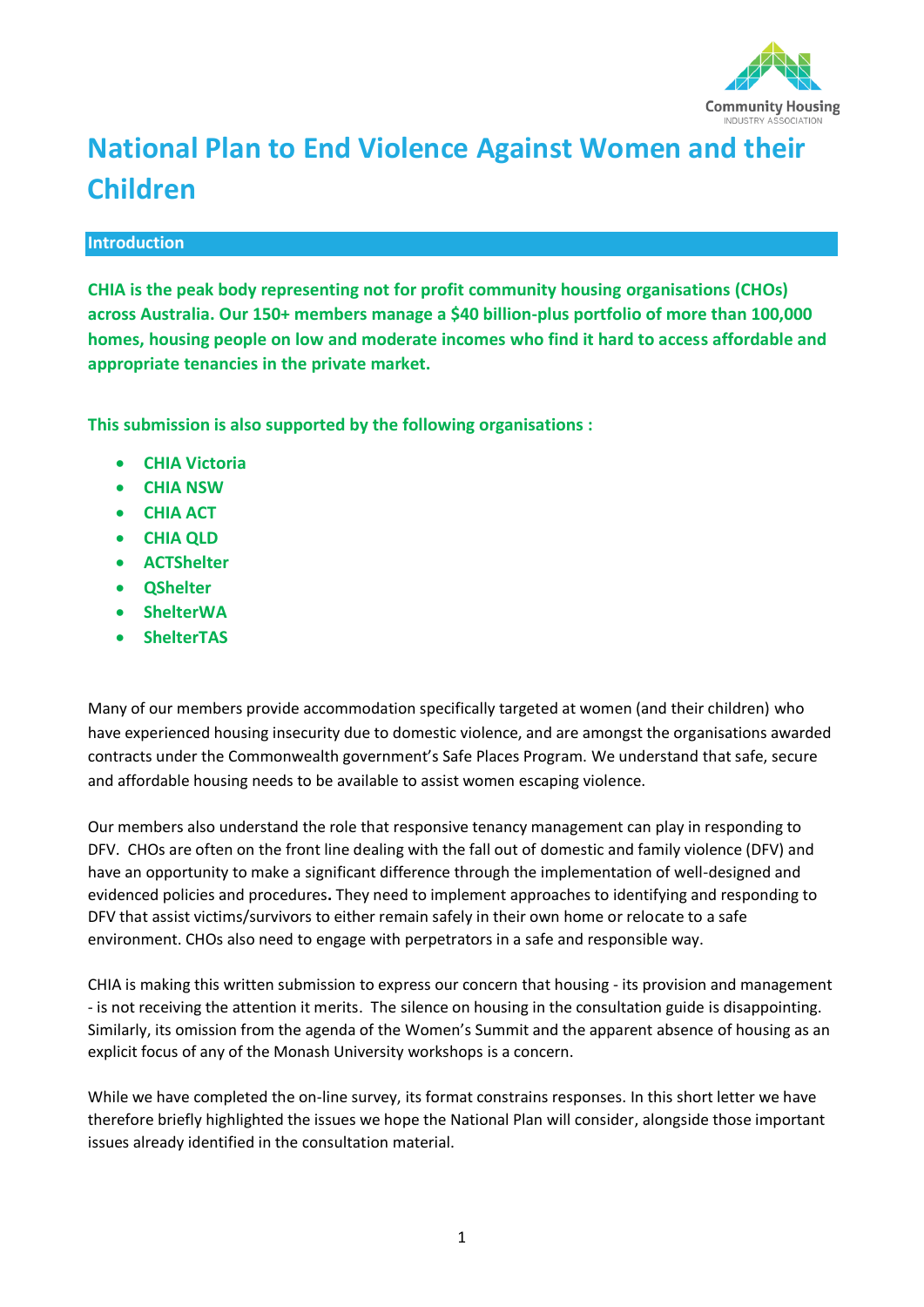# National Plan to End Violence Against Women and their Children

## Introduction

**CHIA is the peak body representing not for profit community housing organisations (CHOs) across Australia. Our 150+ members manage a $40 billion-plus portfolio of more than 100,000 homes, housing people on low and moderate incomes who find it hard to access affordable and appropriate tenancies in the private market.**

**This submission is also supported by the following organisations :**

- **CHIA Victoria**
- **CHIA NSW**
- **CHIA ACT**
- **CHIA QLD**
- **ACTShelter**
- **QShelter**
- **ShelterWA**
- **ShelterTAS**

Many of our members provide accommodation specifically targeted at women (and their children) who have experienced housing insecurity due to domestic violence, and are amongst the organisations awarded contracts under the Commonwealth government's Safe Places Program. We understand that safe, secure and affordable housing needs to be available to assist women escaping violence.

Our members also understand the role that responsive tenancy management can play in responding to DFV. CHOs are often on the front line dealing with the fall out of domestic and family violence (DFV) and have an opportunity to make a significant difference through the implementation of well-designed and evidenced policies and procedures**.** They need to implement approaches to identifying and responding to DFV that assist victims/survivors to either remain safely in their own home or relocate to a safe environment. CHOs also need to engage with perpetrators in a safe and responsible way.

CHIA is making this written submission to express our concern that housing - its provision and management - is not receiving the attention it merits. The silence on housing in the consultation guide is disappointing. Similarly, its omission from the agenda of the Women's Summit and the apparent absence of housing as an explicit focus of any of the Monash University workshops is a concern.

While we have completed the on-line survey, its format constrains responses. In this short letter we have therefore briefly highlighted the issues we hope the National Plan will consider, alongside those important issues already identified in the consultation material.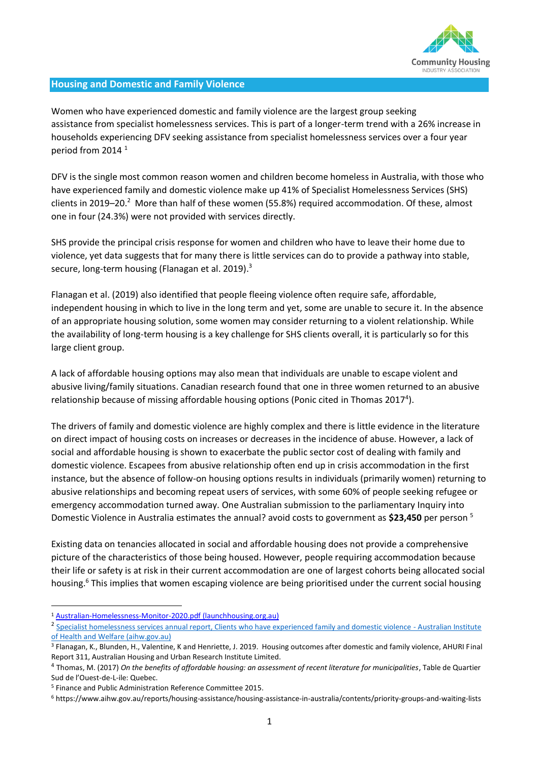## Housing and Domestic and Family Violence

Women who have experienced domestic and family violence are the largest group seeking assistance from specialist homelessness services. This is part of a longer-term trend with a 26% increase in households experiencing DFV seeking assistance from specialist homelessness services over a four year period from 2014 [1]

DFV is the single most common reason women and children become homeless in Australia, with those who have experienced family and domestic violence make up 41% of Specialist Homelessness Services (SHS) clients in 2019–20.[2] More than half of these women (55.8%) required accommodation. Of these, almost one in four (24.3%) were not provided with services directly.

SHS provide the principal crisis response for women and children who have to leave their home due to violence, yet data suggests that for many there is little services can do to provide a pathway into stable, secure, long-term housing (Flanagan et al. 2019).[3]

Flanagan et al. (2019) also identified that people fleeing violence often require safe, affordable, independent housing in which to live in the long term and yet, some are unable to secure it. In the absence of an appropriate housing solution, some women may consider returning to a violent relationship. While the availability of long-term housing is a key challenge for SHS clients overall, it is particularly so for this large client group.

A lack of affordable housing options may also mean that individuals are unable to escape violent and abusive living/family situations. Canadian research found that one in three women returned to an abusive relationship because of missing affordable housing options (Ponic cited in Thomas 2017[4]).

The drivers of family and domestic violence are highly complex and there is little evidence in the literature on direct impact of housing costs on increases or decreases in the incidence of abuse. However, a lack of social and affordable housing is shown to exacerbate the public sector cost of dealing with family and domestic violence. Escapees from abusive relationship often end up in crisis accommodation in the first instance, but the absence of follow-on housing options results in individuals (primarily women) returning to abusive relationships and becoming repeat users of services, with some 60% of people seeking refugee or emergency accommodation turned away. One Australian submission to the parliamentary Inquiry into Domestic Violence in Australia estimates the annual? avoid costs to government as **$23,450** per person [5]

Existing data on tenancies allocated in social and affordable housing does not provide a comprehensive picture of the characteristics of those being housed. However, people requiring accommodation because their life or safety is at risk in their current accommodation are one of largest cohorts being allocated social housing.[6] This implies that women escaping violence are being prioritised under the current social housing

---

[1] Australian-Homelessness-Monitor-2020.pdf (launchhousing.org.au)

[2] Specialist homelessness services annual report, Clients who have experienced family and domestic violence - Australian Institute of Health and Welfare (aihw.gov.au)

[3] Flanagan, K., Blunden, H., Valentine, K and Henriette, J. 2019. Housing outcomes after domestic and family violence, AHURI Final Report 311, Australian Housing and Urban Research Institute Limited.

[4] Thomas, M. (2017) *On the benefits of affordable housing: an assessment of recent literature for municipalities*, Table de Quartier Sud de l'Ouest-de-L-ile: Quebec.

[5] Finance and Public Administration Reference Committee 2015.

[6] https://www.aihw.gov.au/reports/housing-assistance/housing-assistance-in-australia/contents/priority-groups-and-waiting-lists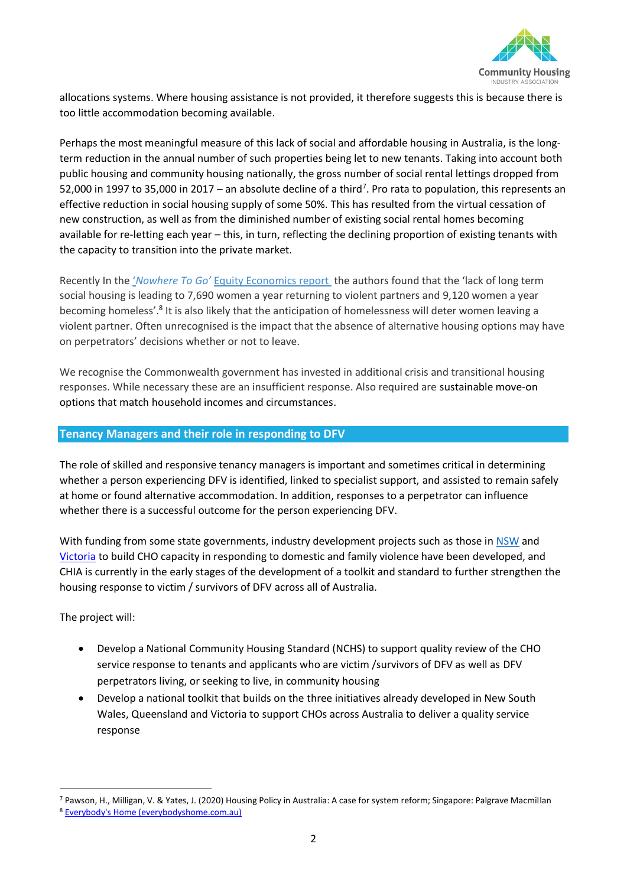allocations systems. Where housing assistance is not provided, it therefore suggests this is because there is too little accommodation becoming available.

Perhaps the most meaningful measure of this lack of social and affordable housing in Australia, is the long-term reduction in the annual number of such properties being let to new tenants. Taking into account both public housing and community housing nationally, the gross number of social rental lettings dropped from 52,000 in 1997 to 35,000 in 2017 – an absolute decline of a third[7]. Pro rata to population, this represents an effective reduction in social housing supply of some 50%. This has resulted from the virtual cessation of new construction, as well as from the diminished number of existing social rental homes becoming available for re-letting each year – this, in turn, reflecting the declining proportion of existing tenants with the capacity to transition into the private market.

Recently In the *'Nowhere To Go'* Equity Economics report the authors found that the 'lack of long term social housing is leading to 7,690 women a year returning to violent partners and 9,120 women a year becoming homeless'.[8] It is also likely that the anticipation of homelessness will deter women leaving a violent partner. Often unrecognised is the impact that the absence of alternative housing options may have on perpetrators' decisions whether or not to leave.

We recognise the Commonwealth government has invested in additional crisis and transitional housing responses. While necessary these are an insufficient response. Also required are sustainable move-on options that match household incomes and circumstances.

## Tenancy Managers and their role in responding to DFV

The role of skilled and responsive tenancy managers is important and sometimes critical in determining whether a person experiencing DFV is identified, linked to specialist support, and assisted to remain safely at home or found alternative accommodation. In addition, responses to a perpetrator can influence whether there is a successful outcome for the person experiencing DFV.

With funding from some state governments, industry development projects such as those in NSW and Victoria to build CHO capacity in responding to domestic and family violence have been developed, and CHIA is currently in the early stages of the development of a toolkit and standard to further strengthen the housing response to victim / survivors of DFV across all of Australia.

The project will:

- Develop a National Community Housing Standard (NCHS) to support quality review of the CHO service response to tenants and applicants who are victim /survivors of DFV as well as DFV perpetrators living, or seeking to live, in community housing
- Develop a national toolkit that builds on the three initiatives already developed in New South Wales, Queensland and Victoria to support CHOs across Australia to deliver a quality service response

[7] Pawson, H., Milligan, V. & Yates, J. (2020) Housing Policy in Australia: A case for system reform; Singapore: Palgrave Macmillan

[8] Everybody's Home (everybodyshome.com.au)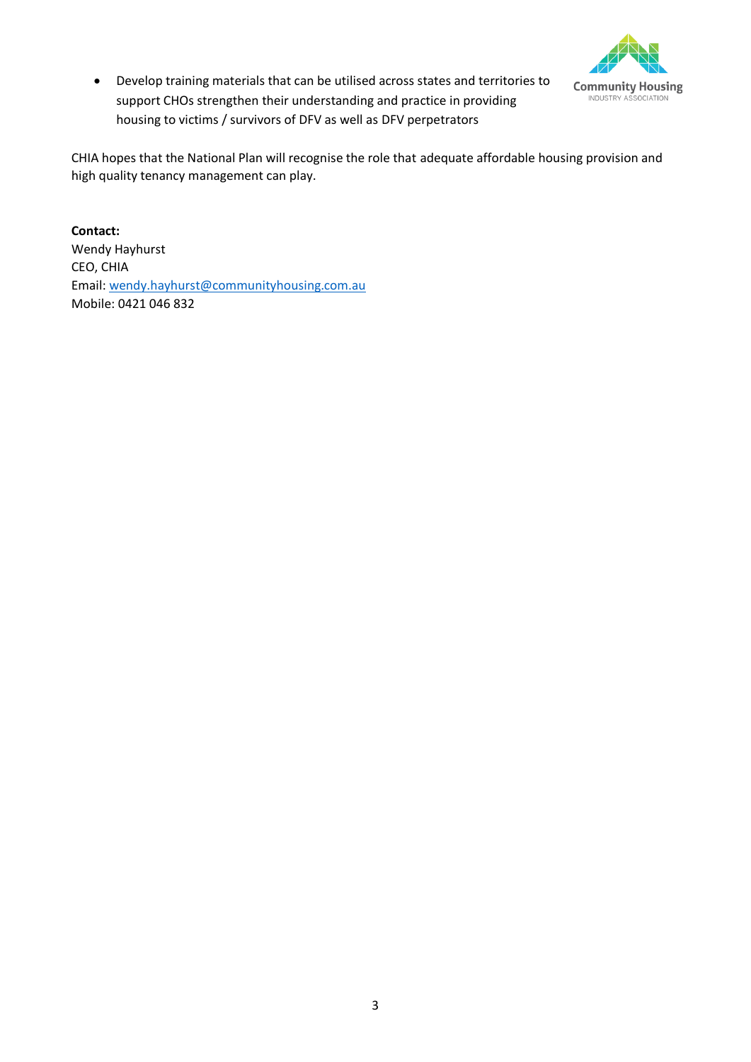- Develop training materials that can be utilised across states and territories to support CHOs strengthen their understanding and practice in providing housing to victims / survivors of DFV as well as DFV perpetrators

CHIA hopes that the National Plan will recognise the role that adequate affordable housing provision and high quality tenancy management can play.

**Contact:**
Wendy Hayhurst
CEO, CHIA
Email: wendy.hayhurst@communityhousing.com.au
Mobile: 0421 046 832